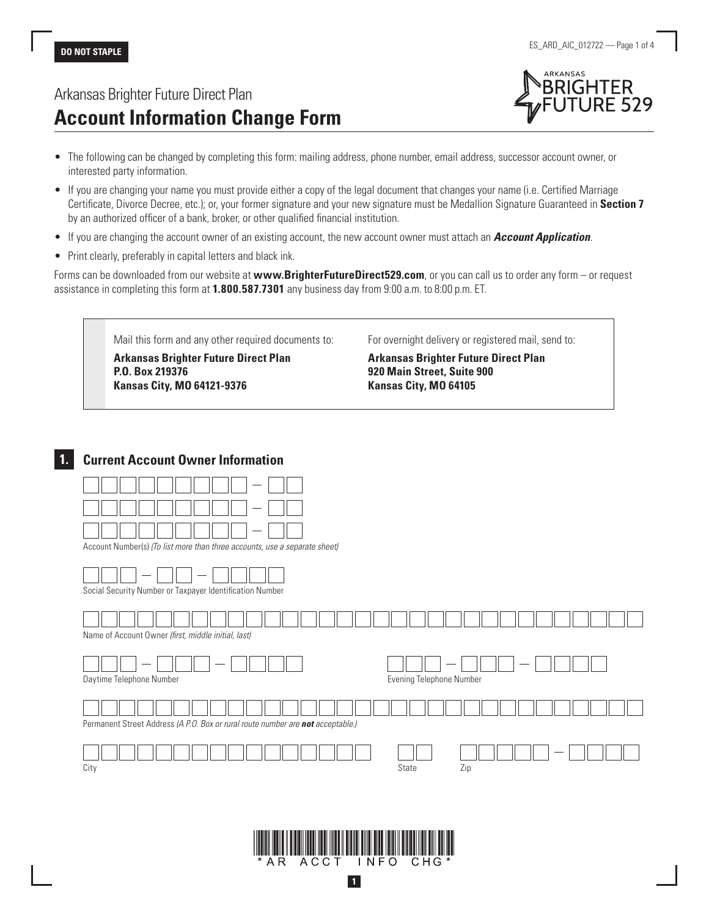DO NOT STAPLE

Arkansas Brighter Future Direct Plan

# Account Information Change Form

- The following can be changed by completing this form: mailing address, phone number, email address, successor account owner, or interested party information.
- If you are changing your name you must provide either a copy of the legal document that changes your name (i.e. Certified Marriage Certificate, Divorce Decree, etc.); or, your former signature and your new signature must be Medallion Signature Guaranteed in **Section 7** by an authorized officer of a bank, broker, or other qualified financial institution.
- If you are changing the account owner of an existing account, the new account owner must attach an ***Account Application***.
- Print clearly, preferably in capital letters and black ink.

Forms can be downloaded from our website at **www.BrighterFutureDirect529.com**, or you can call us to order any form – or request assistance in completing this form at **1.800.587.7301** any business day from 9:00 a.m. to 8:00 p.m. ET.

Mail this form and any other required documents to:

**Arkansas Brighter Future Direct Plan**
**P.O. Box 219376**
**Kansas City, MO 64121-9376**

For overnight delivery or registered mail, send to:

**Arkansas Brighter Future Direct Plan**
**920 Main Street, Suite 900**
**Kansas City, MO 64105**

## 1. Current Account Owner Information

Account Number(s) *(To list more than three accounts, use a separate sheet)*

Social Security Number or Taxpayer Identification Number

Name of Account Owner *(first, middle initial, last)*

Daytime Telephone Number

Evening Telephone Number

Permanent Street Address *(A P.O. Box or rural route number are **not** acceptable.)*

City

State

Zip

*AR ACCT INFO CHG*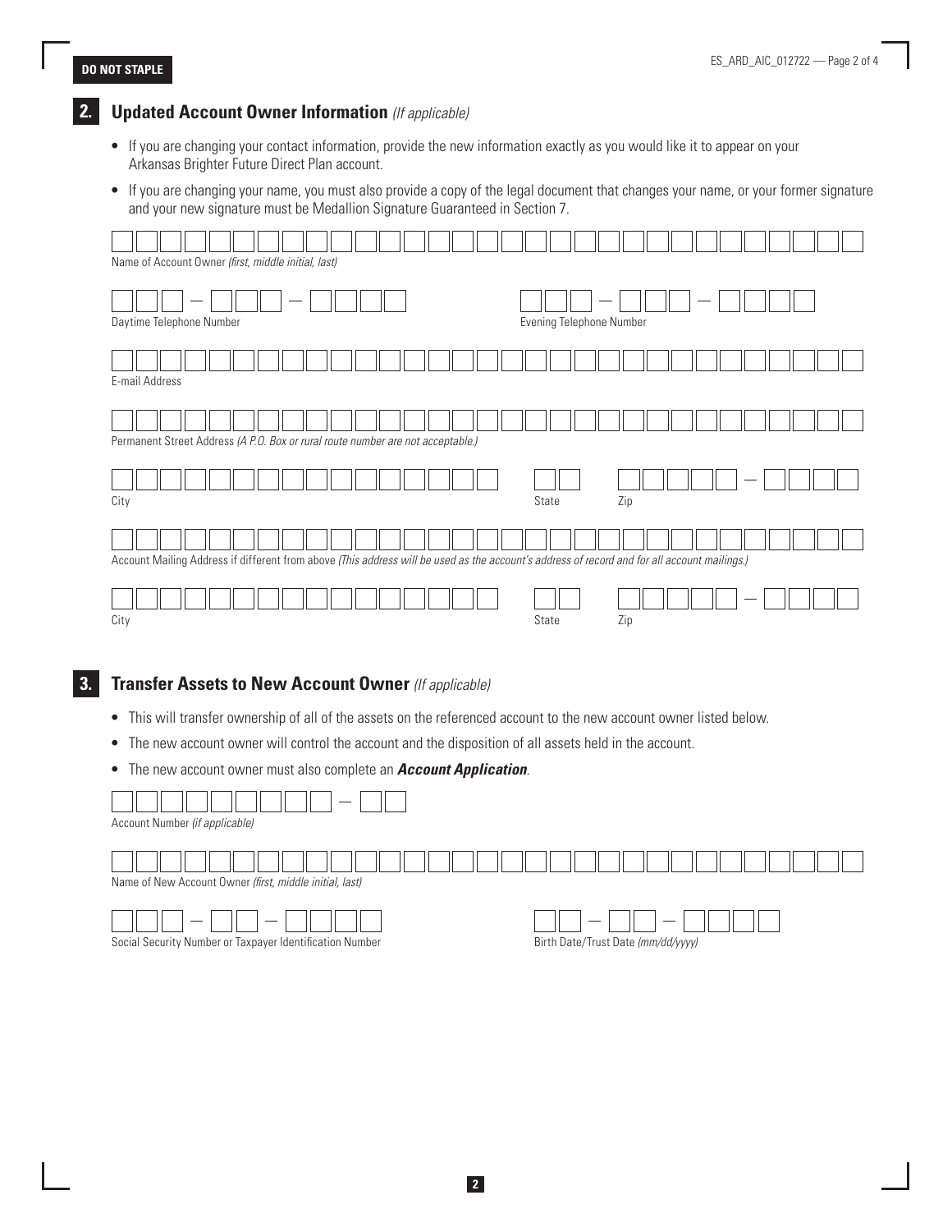DO NOT STAPLE

## 2. Updated Account Owner Information *(If applicable)*

- If you are changing your contact information, provide the new information exactly as you would like it to appear on your Arkansas Brighter Future Direct Plan account.
- If you are changing your name, you must also provide a copy of the legal document that changes your name, or your former signature and your new signature must be Medallion Signature Guaranteed in Section 7.

Name of Account Owner *(first, middle initial, last)*

Daytime Telephone Number

Evening Telephone Number

E-mail Address

Permanent Street Address *(A P.O. Box or rural route number are not acceptable.)*

City

State

Zip

Account Mailing Address if different from above *(This address will be used as the account's address of record and for all account mailings.)*

City

State

Zip

## 3. Transfer Assets to New Account Owner *(If applicable)*

- This will transfer ownership of all of the assets on the referenced account to the new account owner listed below.
- The new account owner will control the account and the disposition of all assets held in the account.
- The new account owner must also complete an ***Account Application***.

Account Number *(if applicable)*

Name of New Account Owner *(first, middle initial, last)*

Social Security Number or Taxpayer Identification Number

Birth Date/Trust Date *(mm/dd/yyyy)*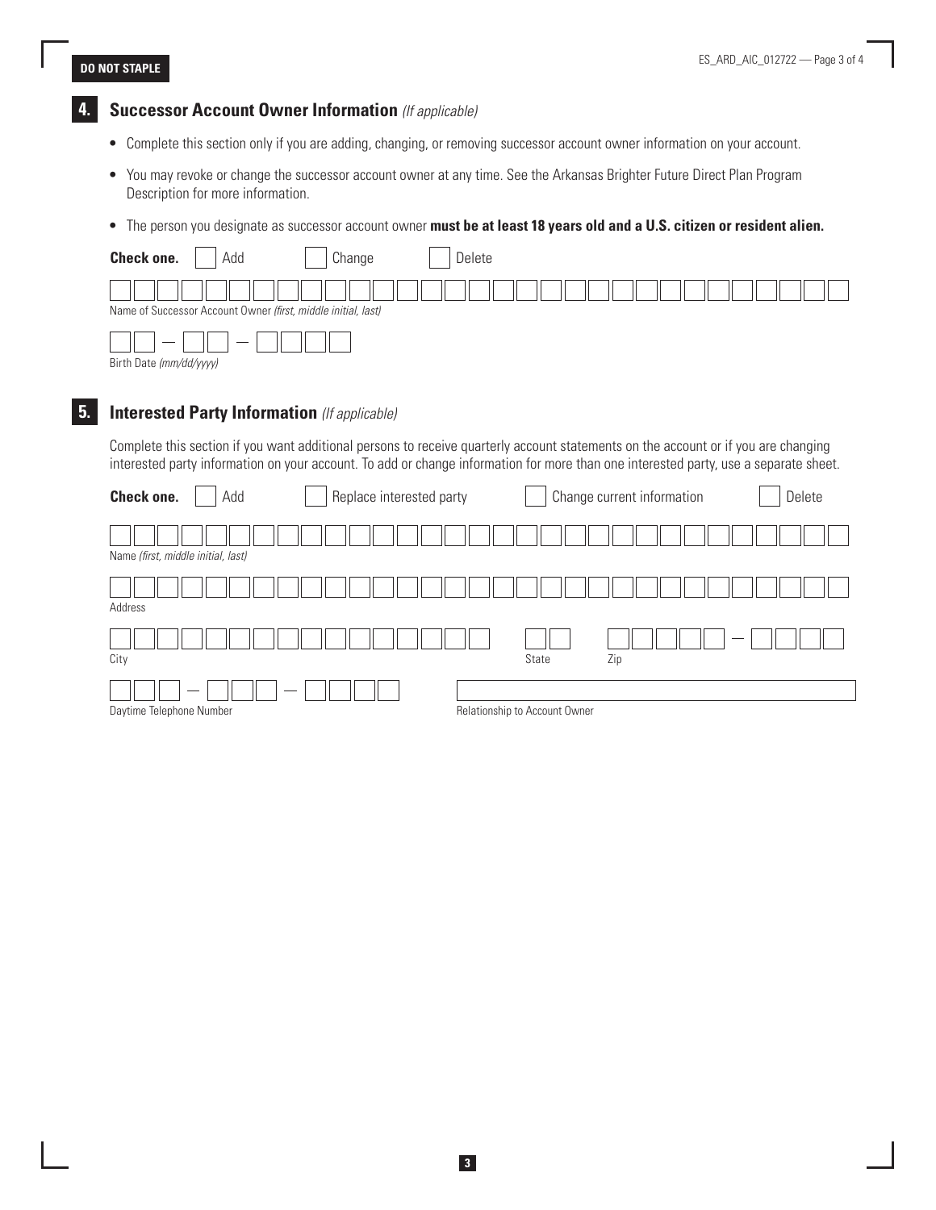DO NOT STAPLE

## 4. Successor Account Owner Information *(If applicable)*

- Complete this section only if you are adding, changing, or removing successor account owner information on your account.
- You may revoke or change the successor account owner at any time. See the Arkansas Brighter Future Direct Plan Program Description for more information.
- The person you designate as successor account owner **must be at least 18 years old and a U.S. citizen or resident alien.**

**Check one.** ☐ Add ☐ Change ☐ Delete

Name of Successor Account Owner *(first, middle initial, last)*

Birth Date *(mm/dd/yyyy)*

## 5. Interested Party Information *(If applicable)*

Complete this section if you want additional persons to receive quarterly account statements on the account or if you are changing interested party information on your account. To add or change information for more than one interested party, use a separate sheet.

**Check one.** ☐ Add ☐ Replace interested party ☐ Change current information ☐ Delete

Name *(first, middle initial, last)*

Address

City

State

Zip

Daytime Telephone Number

Relationship to Account Owner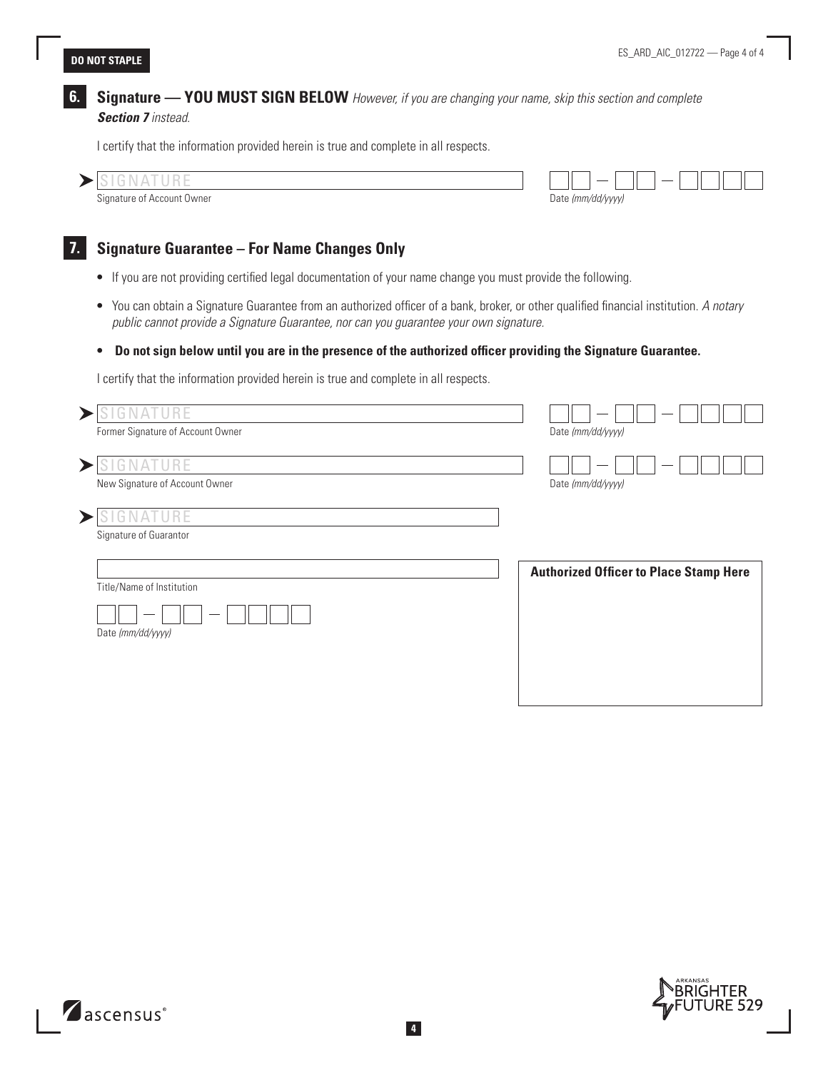**DO NOT STAPLE**

## 6. Signature — YOU MUST SIGN BELOW *However, if you are changing your name, skip this section and complete **Section 7** instead.*

I certify that the information provided herein is true and complete in all respects.

➤ SIGNATURE
Signature of Account Owner

Date *(mm/dd/yyyy)*

## 7. Signature Guarantee – For Name Changes Only

- If you are not providing certified legal documentation of your name change you must provide the following.
- You can obtain a Signature Guarantee from an authorized officer of a bank, broker, or other qualified financial institution. *A notary public cannot provide a Signature Guarantee, nor can you guarantee your own signature.*
- **Do not sign below until you are in the presence of the authorized officer providing the Signature Guarantee.**

I certify that the information provided herein is true and complete in all respects.

➤ SIGNATURE
Former Signature of Account Owner

Date *(mm/dd/yyyy)*

➤ SIGNATURE
New Signature of Account Owner

Date *(mm/dd/yyyy)*

➤ SIGNATURE
Signature of Guarantor

Title/Name of Institution

Date *(mm/dd/yyyy)*

**Authorized Officer to Place Stamp Here**